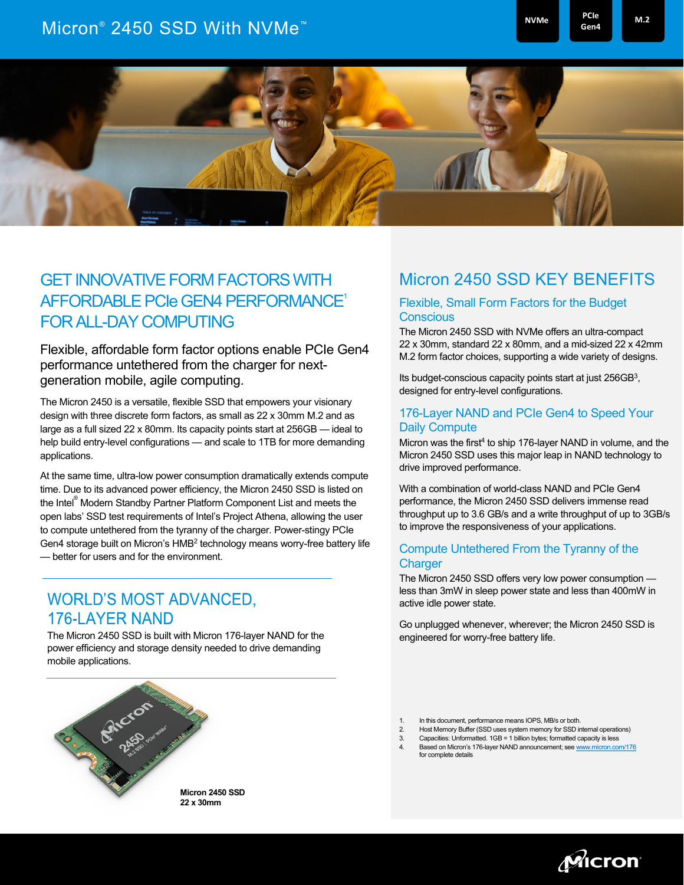# Micron® 2450 SSD With NVMe™

NVMe | PCIe Gen4 | M.2

## GET INNOVATIVE FORM FACTORS WITH AFFORDABLE PCIe GEN4 PERFORMANCE[1] FOR ALL-DAY COMPUTING

Flexible, affordable form factor options enable PCIe Gen4 performance untethered from the charger for next-generation mobile, agile computing.

The Micron 2450 is a versatile, flexible SSD that empowers your visionary design with three discrete form factors, as small as 22 x 30mm M.2 and as large as a full sized 22 x 80mm. Its capacity points start at 256GB — ideal to help build entry-level configurations — and scale to 1TB for more demanding applications.

At the same time, ultra-low power consumption dramatically extends compute time. Due to its advanced power efficiency, the Micron 2450 SSD is listed on the Intel® Modern Standby Partner Platform Component List and meets the open labs' SSD test requirements of Intel's Project Athena, allowing the user to compute untethered from the tyranny of the charger. Power-stingy PCIe Gen4 storage built on Micron's HMB[2] technology means worry-free battery life — better for users and for the environment.

## WORLD'S MOST ADVANCED, 176-LAYER NAND

The Micron 2450 SSD is built with Micron 176-layer NAND for the power efficiency and storage density needed to drive demanding mobile applications.

**Micron 2450 SSD**
**22 x 30mm**

## Micron 2450 SSD KEY BENEFITS

### Flexible, Small Form Factors for the Budget Conscious

The Micron 2450 SSD with NVMe offers an ultra-compact 22 x 30mm, standard 22 x 80mm, and a mid-sized 22 x 42mm M.2 form factor choices, supporting a wide variety of designs.

Its budget-conscious capacity points start at just 256GB[3], designed for entry-level configurations.

### 176-Layer NAND and PCIe Gen4 to Speed Your Daily Compute

Micron was the first[4] to ship 176-layer NAND in volume, and the Micron 2450 SSD uses this major leap in NAND technology to drive improved performance.

With a combination of world-class NAND and PCIe Gen4 performance, the Micron 2450 SSD delivers immense read throughput up to 3.6 GB/s and a write throughput of up to 3GB/s to improve the responsiveness of your applications.

### Compute Untethered From the Tyranny of the Charger

The Micron 2450 SSD offers very low power consumption — less than 3mW in sleep power state and less than 400mW in active idle power state.

Go unplugged whenever, wherever; the Micron 2450 SSD is engineered for worry-free battery life.

1. In this document, performance means IOPS, MB/s or both.
2. Host Memory Buffer (SSD uses system memory for SSD internal operations)
3. Capacities: Unformatted. 1GB = 1 billion bytes; formatted capacity is less
4. Based on Micron's 176-layer NAND announcement; see www.micron.com/176 for complete details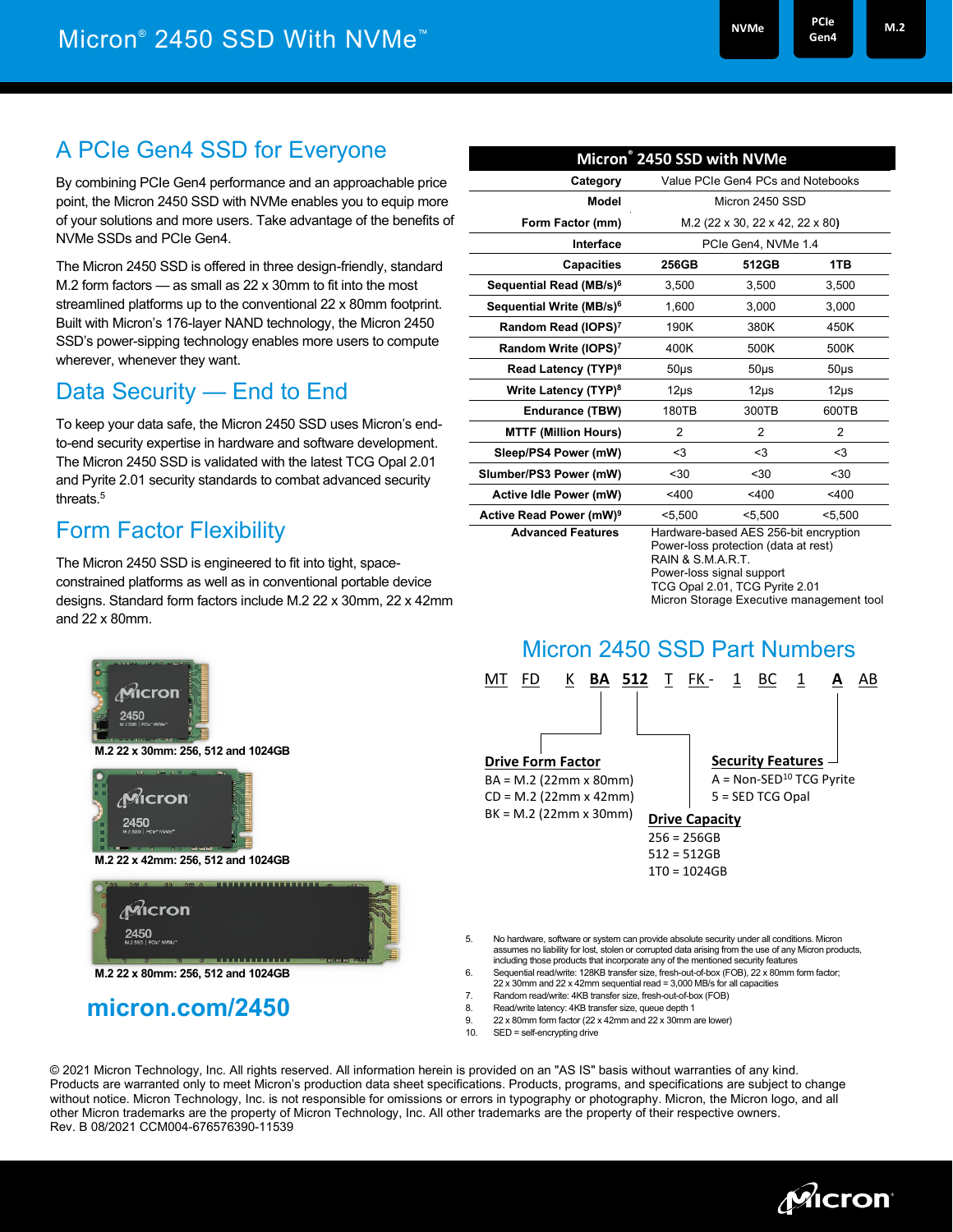# Micron® 2450 SSD With NVMe™

NVMe | PCIe Gen4 | M.2

## A PCIe Gen4 SSD for Everyone

By combining PCIe Gen4 performance and an approachable price point, the Micron 2450 SSD with NVMe enables you to equip more of your solutions and more users. Take advantage of the benefits of NVMe SSDs and PCIe Gen4.

The Micron 2450 SSD is offered in three design-friendly, standard M.2 form factors — as small as 22 x 30mm to fit into the most streamlined platforms up to the conventional 22 x 80mm footprint. Built with Micron's 176-layer NAND technology, the Micron 2450 SSD's power-sipping technology enables more users to compute wherever, whenever they want.

## Data Security — End to End

To keep your data safe, the Micron 2450 SSD uses Micron's end-to-end security expertise in hardware and software development. The Micron 2450 SSD is validated with the latest TCG Opal 2.01 and Pyrite 2.01 security standards to combat advanced security threats.[5]

## Form Factor Flexibility

The Micron 2450 SSD is engineered to fit into tight, space-constrained platforms as well as in conventional portable device designs. Standard form factors include M.2 22 x 30mm, 22 x 42mm and 22 x 80mm.

M.2 22 x 30mm: 256, 512 and 1024GB

M.2 22 x 42mm: 256, 512 and 1024GB

M.2 22 x 80mm: 256, 512 and 1024GB

**micron.com/2450**

| Micron® 2450 SSD with NVMe | | | |
|---|---|---|---|
| **Category** | Value PCIe Gen4 PCs and Notebooks | | |
| **Model** | Micron 2450 SSD | | |
| **Form Factor (mm)** | M.2 (22 x 30, 22 x 42, 22 x 80) | | |
| **Interface** | PCIe Gen4, NVMe 1.4 | | |
| **Capacities** | **256GB** | **512GB** | **1TB** |
| **Sequential Read (MB/s)[6]** | 3,500 | 3,500 | 3,500 |
| **Sequential Write (MB/s)[6]** | 1,600 | 3,000 | 3,000 |
| **Random Read (IOPS)[7]** | 190K | 380K | 450K |
| **Random Write (IOPS)[7]** | 400K | 500K | 500K |
| **Read Latency (TYP)[8]** | 50µs | 50µs | 50µs |
| **Write Latency (TYP)[8]** | 12µs | 12µs | 12µs |
| **Endurance (TBW)** | 180TB | 300TB | 600TB |
| **MTTF (Million Hours)** | 2 | 2 | 2 |
| **Sleep/PS4 Power (mW)** | <3 | <3 | <3 |
| **Slumber/PS3 Power (mW)** | <30 | <30 | <30 |
| **Active Idle Power (mW)** | <400 | <400 | <400 |
| **Active Read Power (mW)[9]** | <5,500 | <5,500 | <5,500 |
| **Advanced Features** | Hardware-based AES 256-bit encryption<br>Power-loss protection (data at rest)<br>RAIN & S.M.A.R.T.<br>Power-loss signal support<br>TCG Opal 2.01, TCG Pyrite 2.01<br>Micron Storage Executive management tool | | |

## Micron 2450 SSD Part Numbers

MT FD K **BA** **512** T FK - 1 BC 1 **A** AB

**Drive Form Factor**
- BA = M.2 (22mm x 80mm)
- CD = M.2 (22mm x 42mm)
- BK = M.2 (22mm x 30mm)

**Drive Capacity**
- 256 = 256GB
- 512 = 512GB
- 1T0 = 1024GB

**Security Features**
- A = Non-SED[10] TCG Pyrite
- 5 = SED TCG Opal

5. No hardware, software or system can provide absolute security under all conditions. Micron assumes no liability for lost, stolen or corrupted data arising from the use of any Micron products, including those products that incorporate any of the mentioned security features
6. Sequential read/write: 128KB transfer size, fresh-out-of-box (FOB), 22 x 80mm form factor; 22 x 30mm and 22 x 42mm sequential read = 3,000 MB/s for all capacities
7. Random read/write: 4KB transfer size, fresh-out-of-box (FOB)
8. Read/write latency: 4KB transfer size, queue depth 1
9. 22 x 80mm form factor (22 x 42mm and 22 x 30mm are lower)
10. SED = self-encrypting drive

© 2021 Micron Technology, Inc. All rights reserved. All information herein is provided on an "AS IS" basis without warranties of any kind. Products are warranted only to meet Micron's production data sheet specifications. Products, programs, and specifications are subject to change without notice. Micron Technology, Inc. is not responsible for omissions or errors in typography or photography. Micron, the Micron logo, and all other Micron trademarks are the property of Micron Technology, Inc. All other trademarks are the property of their respective owners.
Rev. B 08/2021 CCM004-676576390-11539